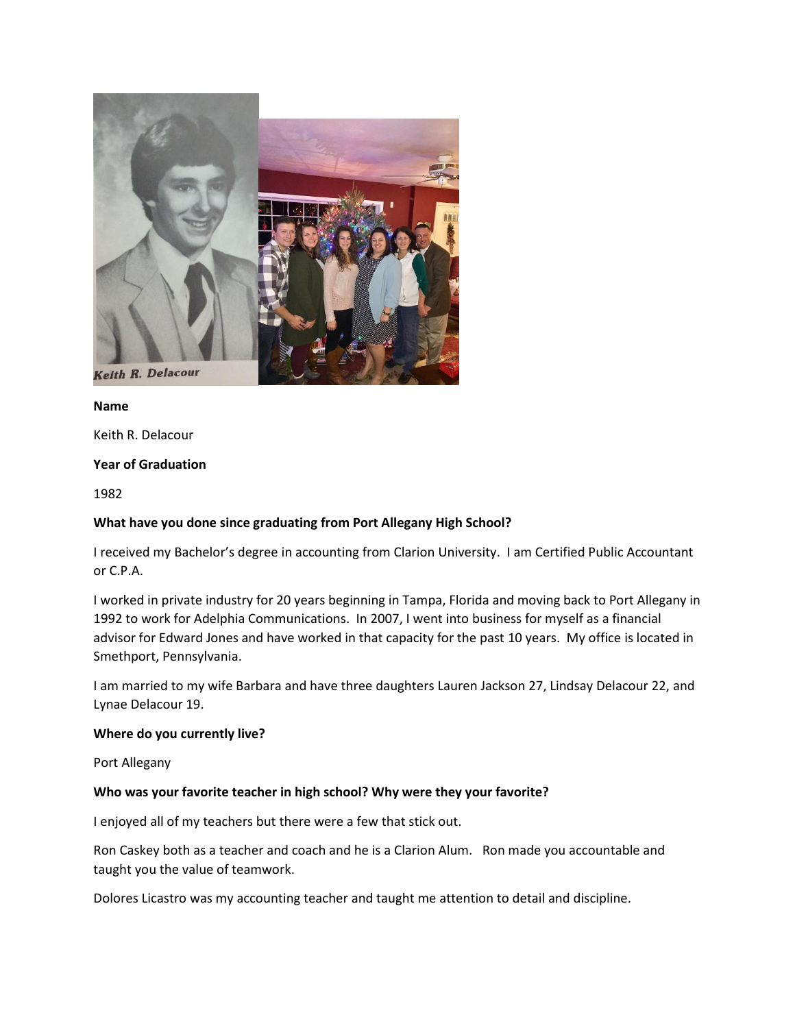Keith R. Delacour

**Name**

Keith R. Delacour

**Year of Graduation**

1982

**What have you done since graduating from Port Allegany High School?**

I received my Bachelor's degree in accounting from Clarion University. I am Certified Public Accountant or C.P.A.

I worked in private industry for 20 years beginning in Tampa, Florida and moving back to Port Allegany in 1992 to work for Adelphia Communications. In 2007, I went into business for myself as a financial advisor for Edward Jones and have worked in that capacity for the past 10 years. My office is located in Smethport, Pennsylvania.

I am married to my wife Barbara and have three daughters Lauren Jackson 27, Lindsay Delacour 22, and Lynae Delacour 19.

**Where do you currently live?**

Port Allegany

**Who was your favorite teacher in high school? Why were they your favorite?**

I enjoyed all of my teachers but there were a few that stick out.

Ron Caskey both as a teacher and coach and he is a Clarion Alum. Ron made you accountable and taught you the value of teamwork.

Dolores Licastro was my accounting teacher and taught me attention to detail and discipline.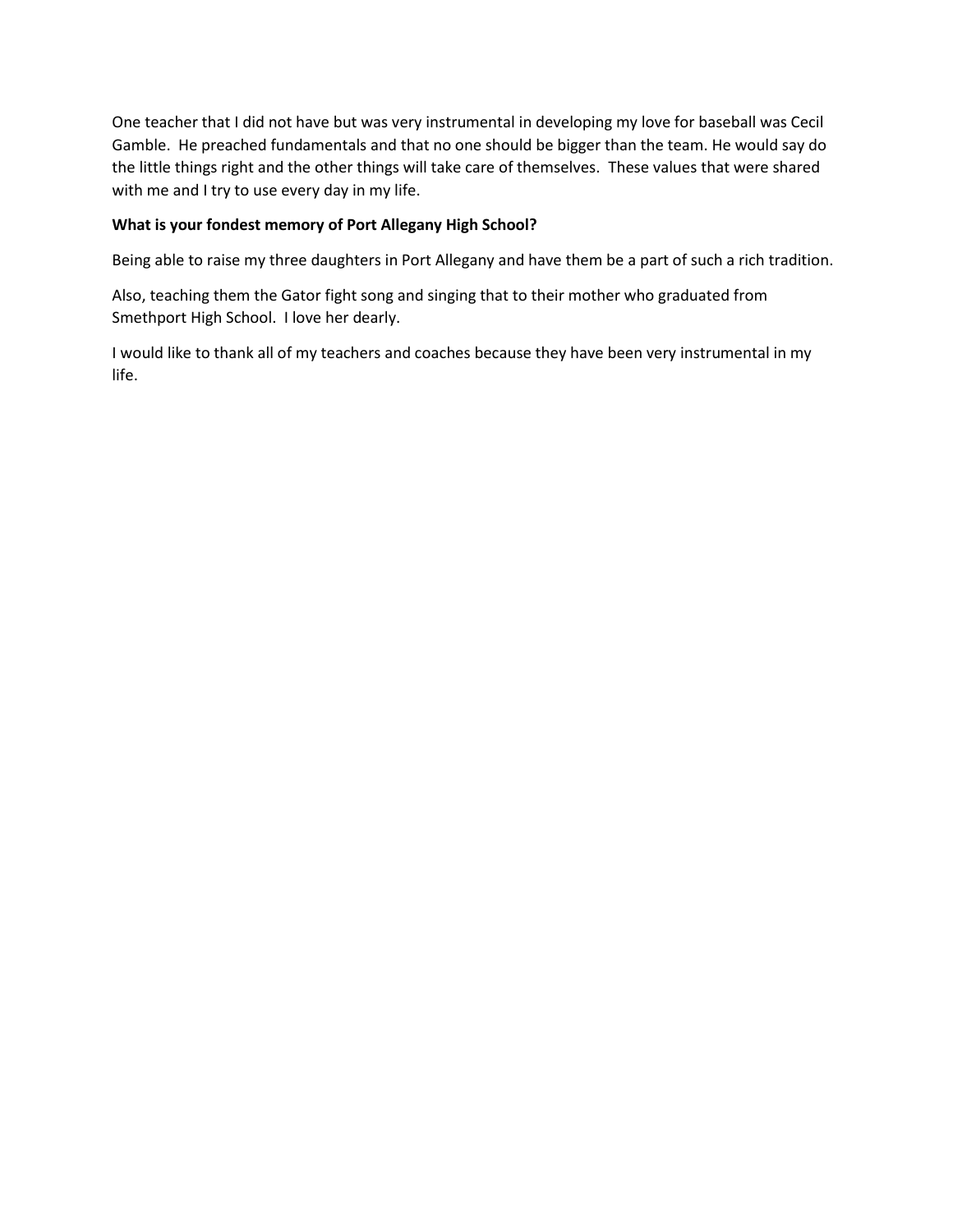One teacher that I did not have but was very instrumental in developing my love for baseball was Cecil Gamble. He preached fundamentals and that no one should be bigger than the team. He would say do the little things right and the other things will take care of themselves. These values that were shared with me and I try to use every day in my life.

**What is your fondest memory of Port Allegany High School?**

Being able to raise my three daughters in Port Allegany and have them be a part of such a rich tradition.

Also, teaching them the Gator fight song and singing that to their mother who graduated from Smethport High School. I love her dearly.

I would like to thank all of my teachers and coaches because they have been very instrumental in my life.